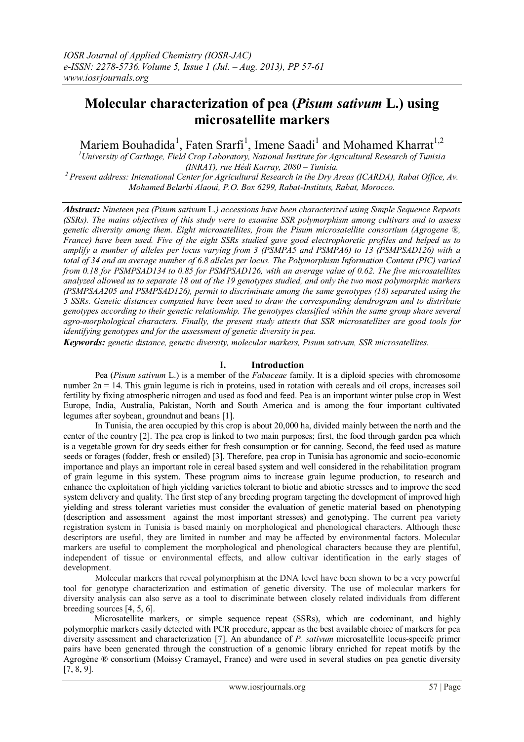# Molecular characterization of pea (*Pisum sativum* L.) using microsatellite markers

Mariem Bouhadida[1], Faten Srarfi[1], Imene Saadi[1] and Mohamed Kharrat[1,2]

[1]University of Carthage, Field Crop Laboratory, National Institute for Agricultural Research of Tunisia (INRAT), rue Hédi Karray, 2080 – Tunisia.

[2] Present address: Intenational Center for Agricultural Research in the Dry Areas (ICARDA), Rabat Office, Av. Mohamed Belarbi Alaoui, P.O. Box 6299, Rabat-Instituts, Rabat, Morocco.

***Abstract:*** *Nineteen pea (Pisum sativum* L.*) accessions have been characterized using Simple Sequence Repeats (SSRs). The mains objectives of this study were to examine SSR polymorphism among cultivars and to assess genetic diversity among them. Eight microsatellites, from the Pisum microsatellite consortium (Agrogene ®, France) have been used. Five of the eight SSRs studied gave good electrophoretic profiles and helped us to amplify a number of alleles per locus varying from 3 (PSMPA5 and PSMPA6) to 13 (PSMPSAD126) with a total of 34 and an average number of 6.8 alleles per locus. The Polymorphism Information Content (PIC) varied from 0.18 for PSMPSAD134 to 0.85 for PSMPSAD126, with an average value of 0.62. The five microsatellites analyzed allowed us to separate 18 out of the 19 genotypes studied, and only the two most polymorphic markers (PSMPSAA205 and PSMPSAD126), permit to discriminate among the same genotypes (18) separated using the 5 SSRs. Genetic distances computed have been used to draw the corresponding dendrogram and to distribute genotypes according to their genetic relationship. The genotypes classified within the same group share several agro-morphological characters. Finally, the present study attests that SSR microsatellites are good tools for identifying genotypes and for the assessment of genetic diversity in pea.*

***Keywords:*** *genetic distance, genetic diversity, molecular markers, Pisum sativum, SSR microsatellites.*

## I. Introduction

Pea (*Pisum sativum* L.) is a member of the *Fabaceae* family. It is a diploid species with chromosome number 2n = 14. This grain legume is rich in proteins, used in rotation with cereals and oil crops, increases soil fertility by fixing atmospheric nitrogen and used as food and feed. Pea is an important winter pulse crop in West Europe, India, Australia, Pakistan, North and South America and is among the four important cultivated legumes after soybean, groundnut and beans [1].

In Tunisia, the area occupied by this crop is about 20,000 ha, divided mainly between the north and the center of the country [2]. The pea crop is linked to two main purposes; first, the food through garden pea which is a vegetable grown for dry seeds either for fresh consumption or for canning. Second, the feed used as mature seeds or forages (fodder, fresh or ensiled) [3]. Therefore, pea crop in Tunisia has agronomic and socio-economic importance and plays an important role in cereal based system and well considered in the rehabilitation program of grain legume in this system. These program aims to increase grain legume production, to research and enhance the exploitation of high yielding varieties tolerant to biotic and abiotic stresses and to improve the seed system delivery and quality. The first step of any breeding program targeting the development of improved high yielding and stress tolerant varieties must consider the evaluation of genetic material based on phenotyping (description and assessment against the most important stresses) and genotyping. The current pea variety registration system in Tunisia is based mainly on morphological and phenological characters. Although these descriptors are useful, they are limited in number and may be affected by environmental factors. Molecular markers are useful to complement the morphological and phenological characters because they are plentiful, independent of tissue or environmental effects, and allow cultivar identification in the early stages of development.

Molecular markers that reveal polymorphism at the DNA level have been shown to be a very powerful tool for genotype characterization and estimation of genetic diversity. The use of molecular markers for diversity analysis can also serve as a tool to discriminate between closely related individuals from different breeding sources [4, 5, 6].

Microsatellite markers, or simple sequence repeat (SSRs), which are codominant, and highly polymorphic markers easily detected with PCR procedure, appear as the best available choice of markers for pea diversity assessment and characterization [7]. An abundance of *P. sativum* microsatellite locus-specifc primer pairs have been generated through the construction of a genomic library enriched for repeat motifs by the Agrogène ® consortium (Moissy Cramayel, France) and were used in several studies on pea genetic diversity [7, 8, 9].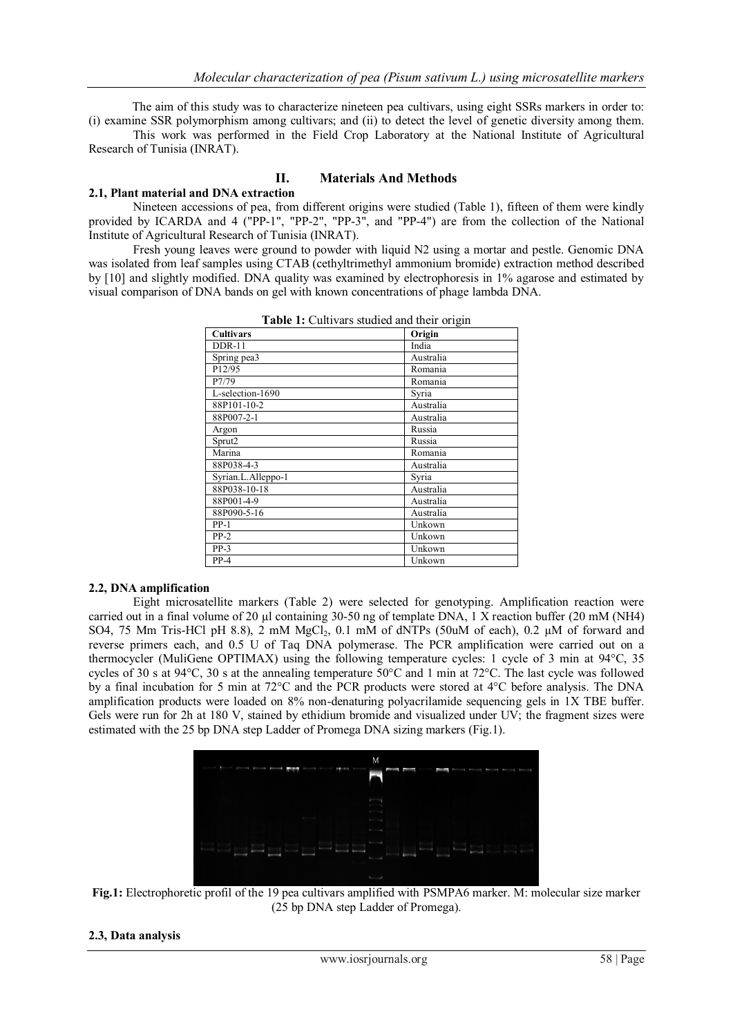The aim of this study was to characterize nineteen pea cultivars, using eight SSRs markers in order to: (i) examine SSR polymorphism among cultivars; and (ii) to detect the level of genetic diversity among them.

This work was performed in the Field Crop Laboratory at the National Institute of Agricultural Research of Tunisia (INRAT).

## II. Materials And Methods

### 2.1, Plant material and DNA extraction

Nineteen accessions of pea, from different origins were studied (Table 1), fifteen of them were kindly provided by ICARDA and 4 ("PP-1", "PP-2", "PP-3", and "PP-4") are from the collection of the National Institute of Agricultural Research of Tunisia (INRAT).

Fresh young leaves were ground to powder with liquid N2 using a mortar and pestle. Genomic DNA was isolated from leaf samples using CTAB (cethyltrimethyl ammonium bromide) extraction method described by [10] and slightly modified. DNA quality was examined by electrophoresis in 1% agarose and estimated by visual comparison of DNA bands on gel with known concentrations of phage lambda DNA.

**Table 1:** Cultivars studied and their origin

| Cultivars | Origin |
|---|---|
| DDR-11 | India |
| Spring pea3 | Australia |
| P12/95 | Romania |
| P7/79 | Romania |
| L-selection-1690 | Syria |
| 88P101-10-2 | Australia |
| 88P007-2-1 | Australia |
| Argon | Russia |
| Sprut2 | Russia |
| Marina | Romania |
| 88P038-4-3 | Australia |
| Syrian.L.Alleppo-1 | Syria |
| 88P038-10-18 | Australia |
| 88P001-4-9 | Australia |
| 88P090-5-16 | Australia |
| PP-1 | Unkown |
| PP-2 | Unkown |
| PP-3 | Unkown |
| PP-4 | Unkown |

### 2.2, DNA amplification

Eight microsatellite markers (Table 2) were selected for genotyping. Amplification reaction were carried out in a final volume of 20 µl containing 30-50 ng of template DNA, 1 X reaction buffer (20 mM (NH4) SO4, 75 Mm Tris-HCl pH 8.8), 2 mM $MgCl_2$, 0.1 mM of dNTPs (50uM of each), 0.2 µM of forward and reverse primers each, and 0.5 U of Taq DNA polymerase. The PCR amplification were carried out on a thermocycler (MuliGene OPTIMAX) using the following temperature cycles: 1 cycle of 3 min at 94°C, 35 cycles of 30 s at 94°C, 30 s at the annealing temperature 50°C and 1 min at 72°C. The last cycle was followed by a final incubation for 5 min at 72°C and the PCR products were stored at 4°C before analysis. The DNA amplification products were loaded on 8% non-denaturing polyacrilamide sequencing gels in 1X TBE buffer. Gels were run for 2h at 180 V, stained by ethidium bromide and visualized under UV; the fragment sizes were estimated with the 25 bp DNA step Ladder of Promega DNA sizing markers (Fig.1).

**Fig.1:** Electrophoretic profil of the 19 pea cultivars amplified with PSMPA6 marker. M: molecular size marker (25 bp DNA step Ladder of Promega).

### 2.3, Data analysis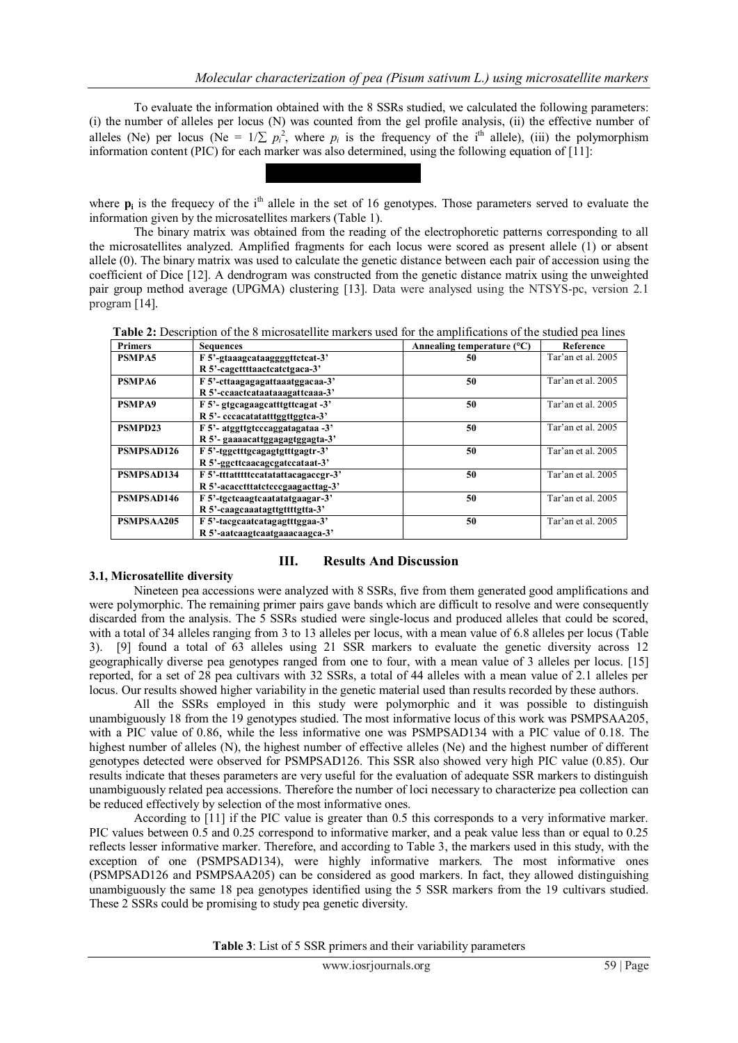To evaluate the information obtained with the 8 SSRs studied, we calculated the following parameters: (i) the number of alleles per locus (N) was counted from the gel profile analysis, (ii) the effective number of alleles (Ne) per locus (Ne = $1/\sum p_i^2$, where $p_i$ is the frequency of the i[th] allele), (iii) the polymorphism information content (PIC) for each marker was also determined, using the following equation of [11]:

where $\mathbf{p_i}$ is the frequecy of the i[th] allele in the set of 16 genotypes. Those parameters served to evaluate the information given by the microsatellites markers (Table 1).

The binary matrix was obtained from the reading of the electrophoretic patterns corresponding to all the microsatellites analyzed. Amplified fragments for each locus were scored as present allele (1) or absent allele (0). The binary matrix was used to calculate the genetic distance between each pair of accession using the coefficient of Dice [12]. A dendrogram was constructed from the genetic distance matrix using the unweighted pair group method average (UPGMA) clustering [13]. Data were analysed using the NTSYS-pc, version 2.1 program [14].

**Table 2:** Description of the 8 microsatellite markers used for the amplifications of the studied pea lines

| Primers | Sequences | Annealing temperature (°C) | Reference |
|---|---|---|---|
| **PSMPA5** | **F 5'-gtaaagcataaggggttctcat-3'**<br>**R 5'-cagcttttaactcatctgaca-3'** | **50** | Tar'an et al. 2005 |
| **PSMPA6** | **F 5'-cttaagagagattaaatggacaa-3'**<br>**R 5'-ccaactcataataaagattcaaa-3'** | **50** | Tar'an et al. 2005 |
| **PSMPA9** | **F 5'- gtgcagaagcatttgttcagat -3'**<br>**R 5'- cccacatatatttggttggtca-3'** | **50** | Tar'an et al. 2005 |
| **PSMPD23** | **F 5'- atggttgtcccaggatagataa -3'**<br>**R 5'- gaaaacattggagagtggagta-3'** | **50** | Tar'an et al. 2005 |
| **PSMPSAD126** | **F 5'-tggctttgcagagtgtttgagtr-3'**<br>**R 5'-ggcttcaacagcgatccataat-3'** | **50** | Tar'an et al. 2005 |
| **PSMPSAD134** | **F 5'-tttatttttccatatattacagaccgr-3'**<br>**R 5'-acacctttatctcccgaagacttag-3'** | **50** | Tar'an et al. 2005 |
| **PSMPSAD146** | **F 5'-tgctcaagtcaatatatgaagar-3'**<br>**R 5'-caagcaaatagttgttttgtta-3'** | **50** | Tar'an et al. 2005 |
| **PSMPSAA205** | **F 5'-tacgcaatcatagagtttggaa-3'**<br>**R 5'-aatcaagtcaatgaaacaagca-3'** | **50** | Tar'an et al. 2005 |

## III. Results And Discussion

### 3.1, Microsatellite diversity

Nineteen pea accessions were analyzed with 8 SSRs, five from them generated good amplifications and were polymorphic. The remaining primer pairs gave bands which are difficult to resolve and were consequently discarded from the analysis. The 5 SSRs studied were single-locus and produced alleles that could be scored, with a total of 34 alleles ranging from 3 to 13 alleles per locus, with a mean value of 6.8 alleles per locus (Table 3). [9] found a total of 63 alleles using 21 SSR markers to evaluate the genetic diversity across 12 geographically diverse pea genotypes ranged from one to four, with a mean value of 3 alleles per locus. [15] reported, for a set of 28 pea cultivars with 32 SSRs, a total of 44 alleles with a mean value of 2.1 alleles per locus. Our results showed higher variability in the genetic material used than results recorded by these authors.

All the SSRs employed in this study were polymorphic and it was possible to distinguish unambiguously 18 from the 19 genotypes studied. The most informative locus of this work was PSMPSAA205, with a PIC value of 0.86, while the less informative one was PSMPSAD134 with a PIC value of 0.18. The highest number of alleles (N), the highest number of effective alleles (Ne) and the highest number of different genotypes detected were observed for PSMPSAD126. This SSR also showed very high PIC value (0.85). Our results indicate that theses parameters are very useful for the evaluation of adequate SSR markers to distinguish unambiguously related pea accessions. Therefore the number of loci necessary to characterize pea collection can be reduced effectively by selection of the most informative ones.

According to [11] if the PIC value is greater than 0.5 this corresponds to a very informative marker. PIC values between 0.5 and 0.25 correspond to informative marker, and a peak value less than or equal to 0.25 reflects lesser informative marker. Therefore, and according to Table 3, the markers used in this study, with the exception of one (PSMPSAD134), were highly informative markers. The most informative ones (PSMPSAD126 and PSMPSAA205) can be considered as good markers. In fact, they allowed distinguishing unambiguously the same 18 pea genotypes identified using the 5 SSR markers from the 19 cultivars studied. These 2 SSRs could be promising to study pea genetic diversity.

**Table 3**: List of 5 SSR primers and their variability parameters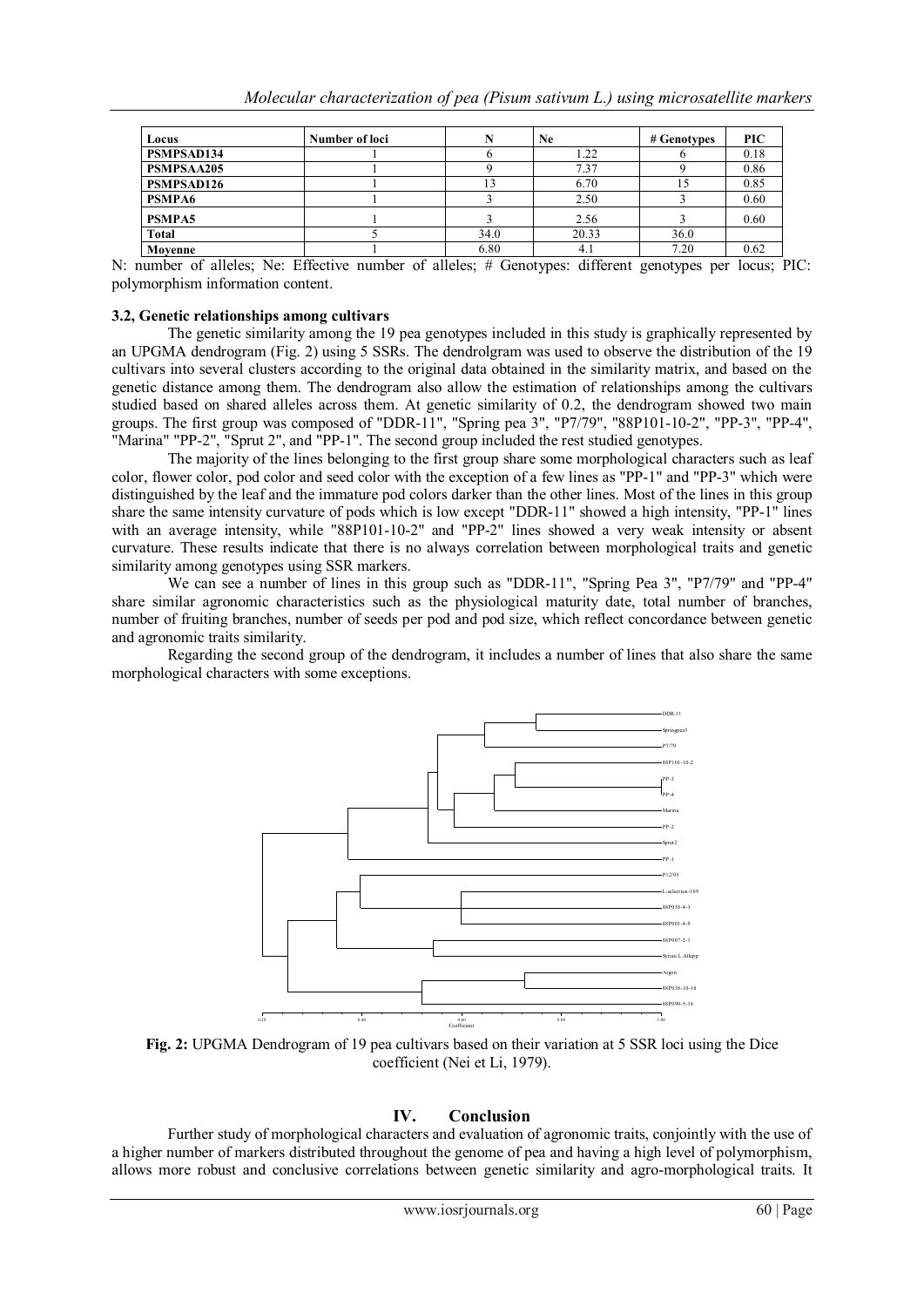| Locus | Number of loci | N | Ne | # Genotypes | PIC |
|---|---|---|---|---|---|
| PSMPSAD134 | 1 | 6 | 1.22 | 6 | 0.18 |
| PSMPSAA205 | 1 | 9 | 7.37 | 9 | 0.86 |
| PSMPSAD126 | 1 | 13 | 6.70 | 15 | 0.85 |
| PSMPA6 | 1 | 3 | 2.50 | 3 | 0.60 |
| PSMPA5 | 1 | 3 | 2.56 | 3 | 0.60 |
| Total | 5 | 34.0 | 20.33 | 36.0 | |
| Moyenne | 1 | 6.80 | 4.1 | 7.20 | 0.62 |

N: number of alleles; Ne: Effective number of alleles; # Genotypes: different genotypes per locus; PIC: polymorphism information content.

### 3.2, Genetic relationships among cultivars

The genetic similarity among the 19 pea genotypes included in this study is graphically represented by an UPGMA dendrogram (Fig. 2) using 5 SSRs. The dendrolgram was used to observe the distribution of the 19 cultivars into several clusters according to the original data obtained in the similarity matrix, and based on the genetic distance among them. The dendrogram also allow the estimation of relationships among the cultivars studied based on shared alleles across them. At genetic similarity of 0.2, the dendrogram showed two main groups. The first group was composed of "DDR-11", "Spring pea 3", "P7/79", "88P101-10-2", "PP-3", "PP-4", "Marina" "PP-2", "Sprut 2", and "PP-1". The second group included the rest studied genotypes.

The majority of the lines belonging to the first group share some morphological characters such as leaf color, flower color, pod color and seed color with the exception of a few lines as "PP-1" and "PP-3" which were distinguished by the leaf and the immature pod colors darker than the other lines. Most of the lines in this group share the same intensity curvature of pods which is low except "DDR-11" showed a high intensity, "PP-1" lines with an average intensity, while "88P101-10-2" and "PP-2" lines showed a very weak intensity or absent curvature. These results indicate that there is no always correlation between morphological traits and genetic similarity among genotypes using SSR markers.

We can see a number of lines in this group such as "DDR-11", "Spring Pea 3", "P7/79" and "PP-4" share similar agronomic characteristics such as the physiological maturity date, total number of branches, number of fruiting branches, number of seeds per pod and pod size, which reflect concordance between genetic and agronomic traits similarity.

Regarding the second group of the dendrogram, it includes a number of lines that also share the same morphological characters with some exceptions.

**Fig. 2:** UPGMA Dendrogram of 19 pea cultivars based on their variation at 5 SSR loci using the Dice coefficient (Nei et Li, 1979).

## IV. Conclusion

Further study of morphological characters and evaluation of agronomic traits, conjointly with the use of a higher number of markers distributed throughout the genome of pea and having a high level of polymorphism, allows more robust and conclusive correlations between genetic similarity and agro-morphological traits. It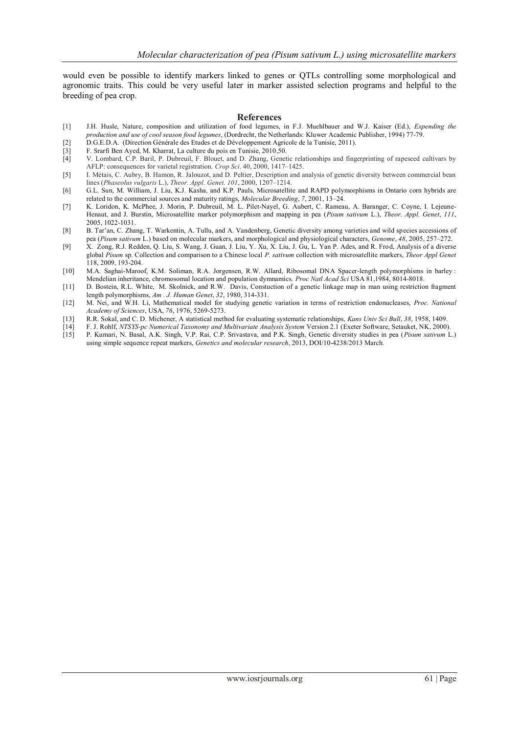would even be possible to identify markers linked to genes or QTLs controlling some morphological and agronomic traits. This could be very useful later in marker assisted selection programs and helpful to the breeding of pea crop.

## References

[1] J.H. Husle, Nature, composition and utilization of food legumes, in F.J. Muehlbauer and W.J. Kaiser (Ed.), *Expending the production and use of cool season food legumes*, (Dordrecht, the Netherlands: Kluwer Academic Publisher, 1994) 77-79.

[2] D.G.E.D.A. (Direction Générale des Etudes et de Développement Agricole de la Tunisie, 2011).

[3] F. Srarfi Ben Ayed, M. Kharrat, La culture du pois en Tunisie, 2010,50.

[4] V. Lombard, C.P. Baril, P. Dubreuil, F. Blouet, and D. Zhang, Genetic relationships and fingerprinting of rapeseed cultivars by AFLP: consequences for varietal registration. *Crop Sci*. 40, 2000, 1417–1425.

[5] I. Métais, C. Aubry, B. Hamon, R. Jalouzot, and D. Peltier, Description and analysis of genetic diversity between commercial bean lines (*Phaseolus vulgaris* L.), *Theor. Appl. Genet. 101*, 2000, 1207–1214.

[6] G.L. Sun, M. William, J. Liu, K.J. Kasha, and K.P. Pauls, Microsatellite and RAPD polymorphisms in Ontario corn hybrids are related to the commercial sources and maturity ratings, *Molecular Breeding*, *7*, 2001, 13–24.

[7] K. Loridon, K. McPhee, J. Morin, P. Dubreuil, M. L. Pilet-Nayel, G. Aubert, C. Rameau, A. Baranger, C. Coyne, I. Lejeune-Henaut, and J. Burstin, Microsatellite marker polymorphism and mapping in pea (*Pisum sativum* L.), *Theor. Appl. Genet*, *111*, 2005, 1022-1031.

[8] B. Tar'an, C. Zhang, T. Warkentin, A. Tullu, and A. Vandenberg, Genetic diversity among varieties and wild species accessions of pea (*Pisum sativum* L.) based on molecular markers, and morphological and physiological characters, *Genome*, *48*, 2005, 257–272.

[9] X. Zong, R.J. Redden, Q. Liu, S. Wang, J. Guan, J. Liu, Y. Xu, X. Liu, J. Gu, L. Yan P. Ades, and R. Frod, Analysis of a diverse global *Pisum* sp. Collection and comparison to a Chinese local *P. sativum* collection with microsatellite markers, *Theor Appl Genet* 118, 2009, 193-204.

[10] M.A. Saghai-Maroof, K.M. Soliman, R.A. Jorgensen, R.W. Allard, Ribosomal DNA Spacer-length polymorphisms in barley : Mendelian inheritance, chromosomal location and population dymnamics. *Proc Natl Acad Sci* USA 81,1984, 8014-8018.

[11] D. Bostein, R.L. White, M. Skolnick, and R.W. Davis, Constuction of a genetic linkage map in man using restriction fragment length polymorphisms, *Am . J. Human Genet*, *32*, 1980, 314-331.

[12] M. Nei, and W.H. Li, Mathematical model for studying genetic variation in terms of restriction endonucleases, *Proc. National Academy of Sciences*, USA, *76*, 1976, 5269-5273.

[13] R.R. Sokal, and C. D. Michener, A statistical method for evaluating systematic relationships, *Kans Univ Sci Bull*, *38*, 1958, 1409.

[14] F. J. Rohlf, *NTSYS-pc Numerical Taxonomy and Multivariate Analysis System* Version 2.1 (Exeter Software, Setauket, NK, 2000).

[15] P. Kumari, N. Basal, A.K. Singh, V.P. Rai, C.P. Srivastava, and P.K. Singh, Genetic diversity studies in pea (*Pisum sativum* L.) using simple sequence repeat markers, *Genetics and molecular research*, 2013, DOI/10-4238/2013 March.